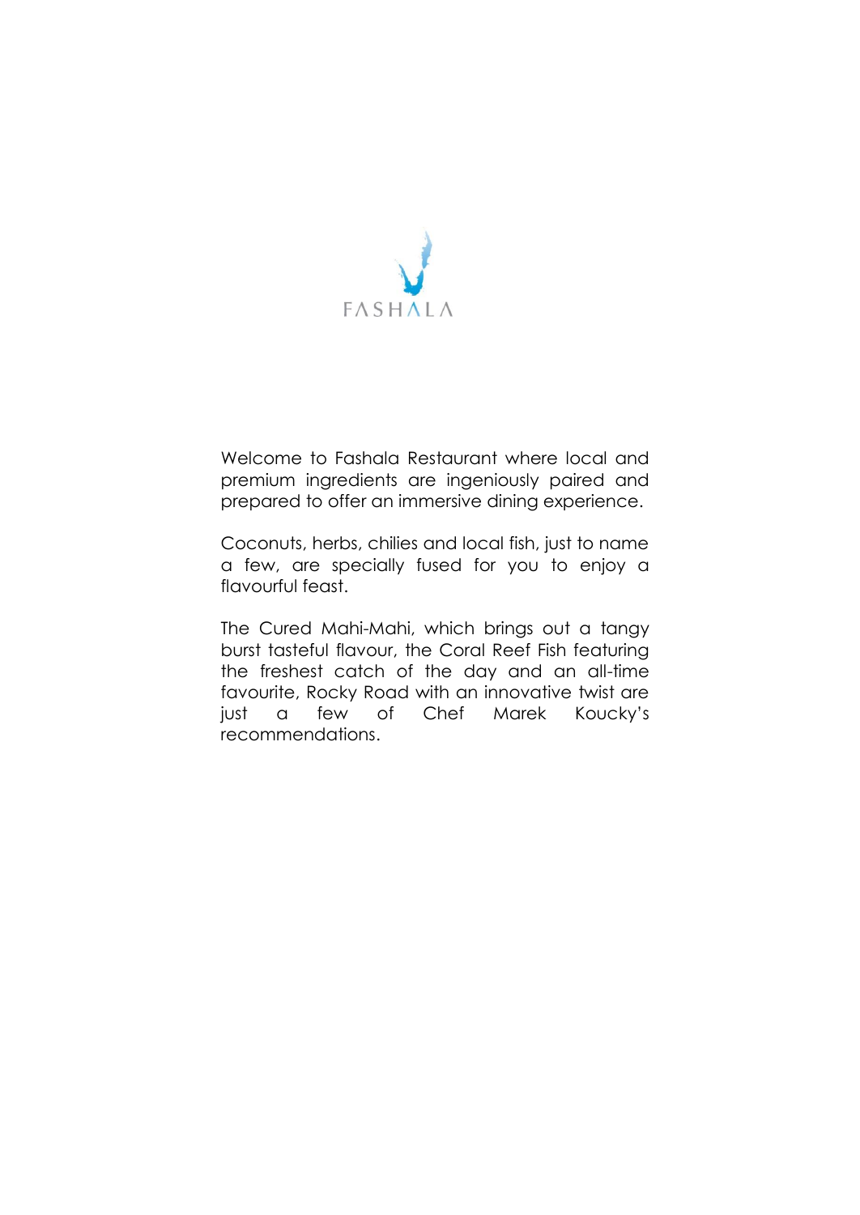# FASHALA

Welcome to Fashala Restaurant where local and premium ingredients are ingeniously paired and prepared to offer an immersive dining experience.

Coconuts, herbs, chilies and local fish, just to name a few, are specially fused for you to enjoy a flavourful feast.

The Cured Mahi-Mahi, which brings out a tangy burst tasteful flavour, the Coral Reef Fish featuring the freshest catch of the day and an all-time favourite, Rocky Road with an innovative twist are just a few of Chef Marek Koucky's recommendations.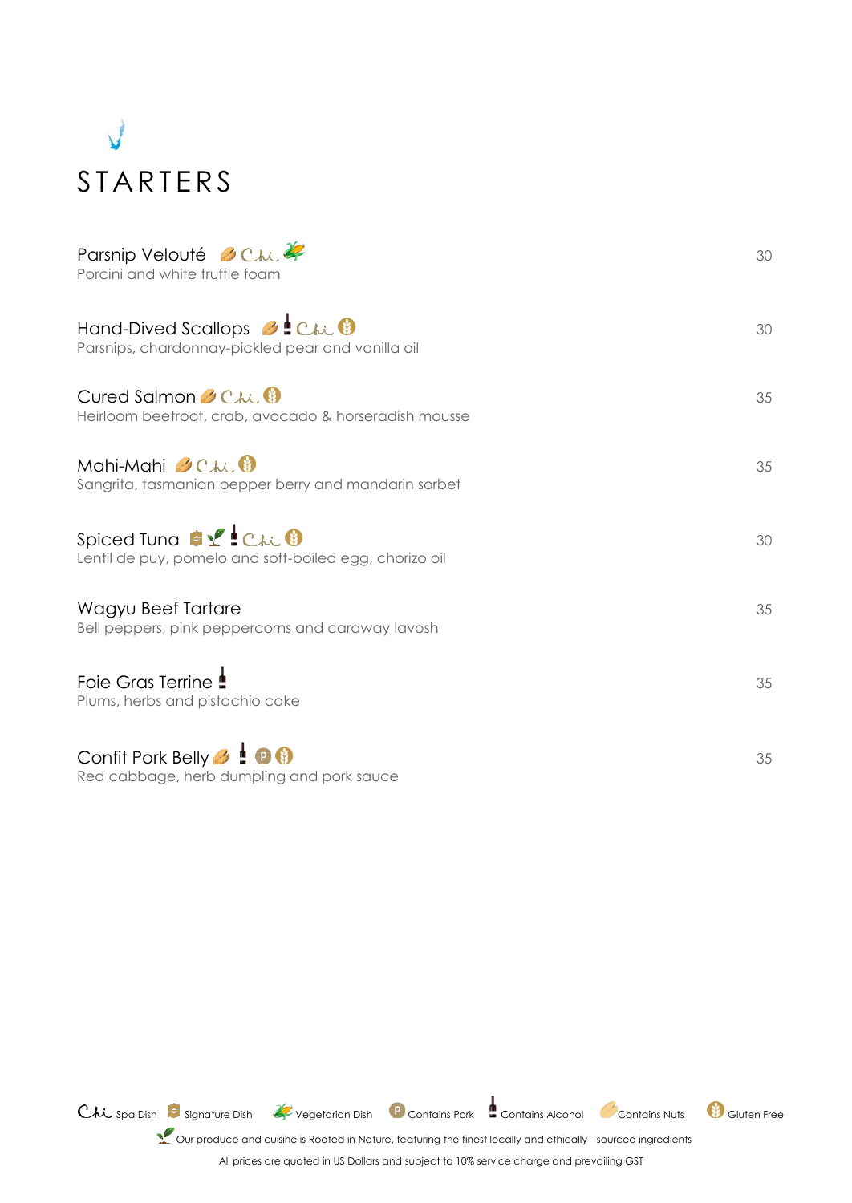# STARTERS

| | |
|---|---|
| **Parsnip Velouté** (Contains Nuts, Chi Spa Dish, Vegetarian Dish)<br>Porcini and white truffle foam | 30 |
| **Hand-Dived Scallops** (Contains Nuts, Contains Alcohol, Chi Spa Dish, Gluten Free)<br>Parsnips, chardonnay-pickled pear and vanilla oil | 30 |
| **Cured Salmon** (Contains Nuts, Chi Spa Dish, Gluten Free)<br>Heirloom beetroot, crab, avocado & horseradish mousse | 35 |
| **Mahi-Mahi** (Contains Nuts, Chi Spa Dish, Gluten Free)<br>Sangrita, tasmanian pepper berry and mandarin sorbet | 35 |
| **Spiced Tuna** (Signature Dish, Rooted in Nature, Contains Alcohol, Chi Spa Dish, Gluten Free)<br>Lentil de puy, pomelo and soft-boiled egg, chorizo oil | 30 |
| **Wagyu Beef Tartare**<br>Bell peppers, pink peppercorns and caraway lavosh | 35 |
| **Foie Gras Terrine** (Contains Alcohol)<br>Plums, herbs and pistachio cake | 35 |
| **Confit Pork Belly** (Contains Nuts, Contains Alcohol, Contains Pork, Gluten Free)<br>Red cabbage, herb dumpling and pork sauce | 35 |

Chi Spa Dish | Signature Dish | Vegetarian Dish | Contains Pork | Contains Alcohol | Contains Nuts | Gluten Free

Our produce and cuisine is Rooted in Nature, featuring the finest locally and ethically - sourced ingredients

All prices are quoted in US Dollars and subject to 10% service charge and prevailing GST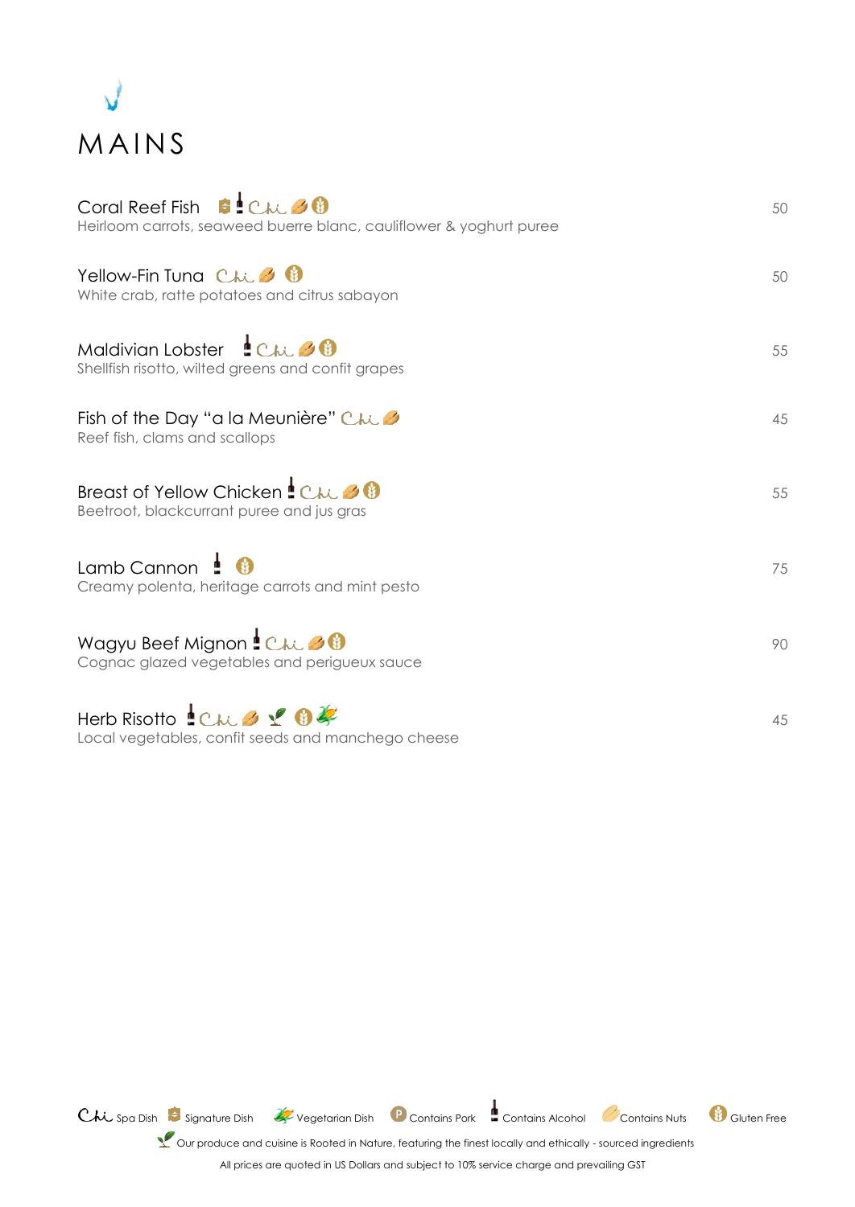# MAINS

| Dish | Price |
|---|---|
| **Coral Reef Fish** Chi<br>Heirloom carrots, seaweed buerre blanc, cauliflower & yoghurt puree | 50 |
| **Yellow-Fin Tuna** Chi<br>White crab, ratte potatoes and citrus sabayon | 50 |
| **Maldivian Lobster** Chi<br>Shellfish risotto, wilted greens and confit grapes | 55 |
| **Fish of the Day "a la Meunière"** Chi<br>Reef fish, clams and scallops | 45 |
| **Breast of Yellow Chicken** Chi<br>Beetroot, blackcurrant puree and jus gras | 55 |
| **Lamb Cannon**<br>Creamy polenta, heritage carrots and mint pesto | 75 |
| **Wagyu Beef Mignon** Chi<br>Cognac glazed vegetables and perigueux sauce | 90 |
| **Herb Risotto** Chi<br>Local vegetables, confit seeds and manchego cheese | 45 |

Chi Spa Dish | Signature Dish | Vegetarian Dish | Contains Pork | Contains Alcohol | Contains Nuts | Gluten Free

Our produce and cuisine is Rooted in Nature, featuring the finest locally and ethically - sourced ingredients

All prices are quoted in US Dollars and subject to 10% service charge and prevailing GST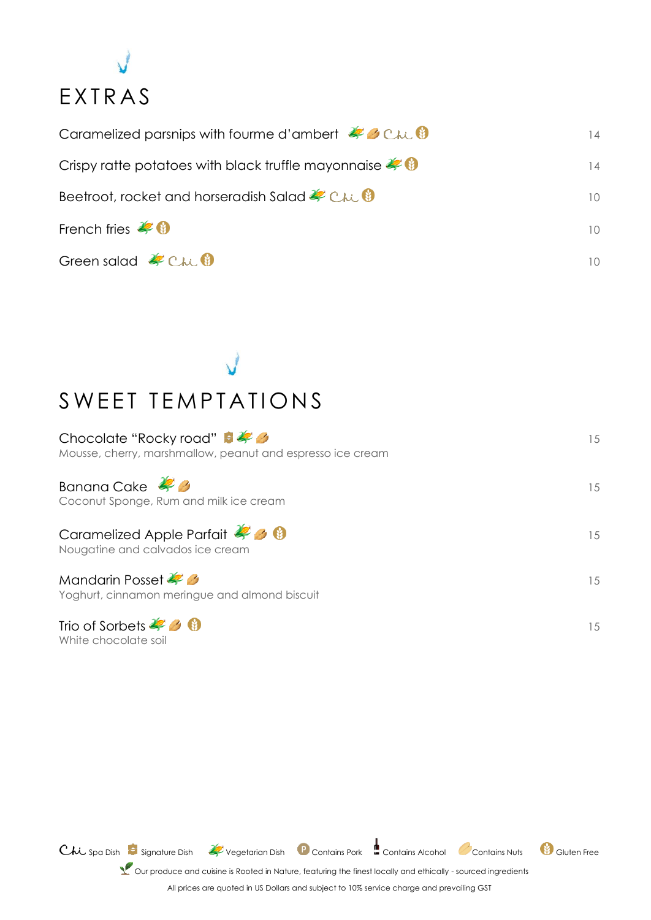# EXTRAS

| | |
|---|---|
| Caramelized parsnips with fourme d'ambert | 14 |
| Crispy ratte potatoes with black truffle mayonnaise | 14 |
| Beetroot, rocket and horseradish Salad | 10 |
| French fries | 10 |
| Green salad | 10 |

# SWEET TEMPTATIONS

| | |
|---|---|
| Chocolate "Rocky road"<br>Mousse, cherry, marshmallow, peanut and espresso ice cream | 15 |
| Banana Cake<br>Coconut Sponge, Rum and milk ice cream | 15 |
| Caramelized Apple Parfait<br>Nougatine and calvados ice cream | 15 |
| Mandarin Posset<br>Yoghurt, cinnamon meringue and almond biscuit | 15 |
| Trio of Sorbets<br>White chocolate soil | 15 |

Chi Spa Dish · Signature Dish · Vegetarian Dish · Contains Pork · Contains Alcohol · Contains Nuts · Gluten Free

Our produce and cuisine is Rooted in Nature, featuring the finest locally and ethically - sourced ingredients

All prices are quoted in US Dollars and subject to 10% service charge and prevailing GST